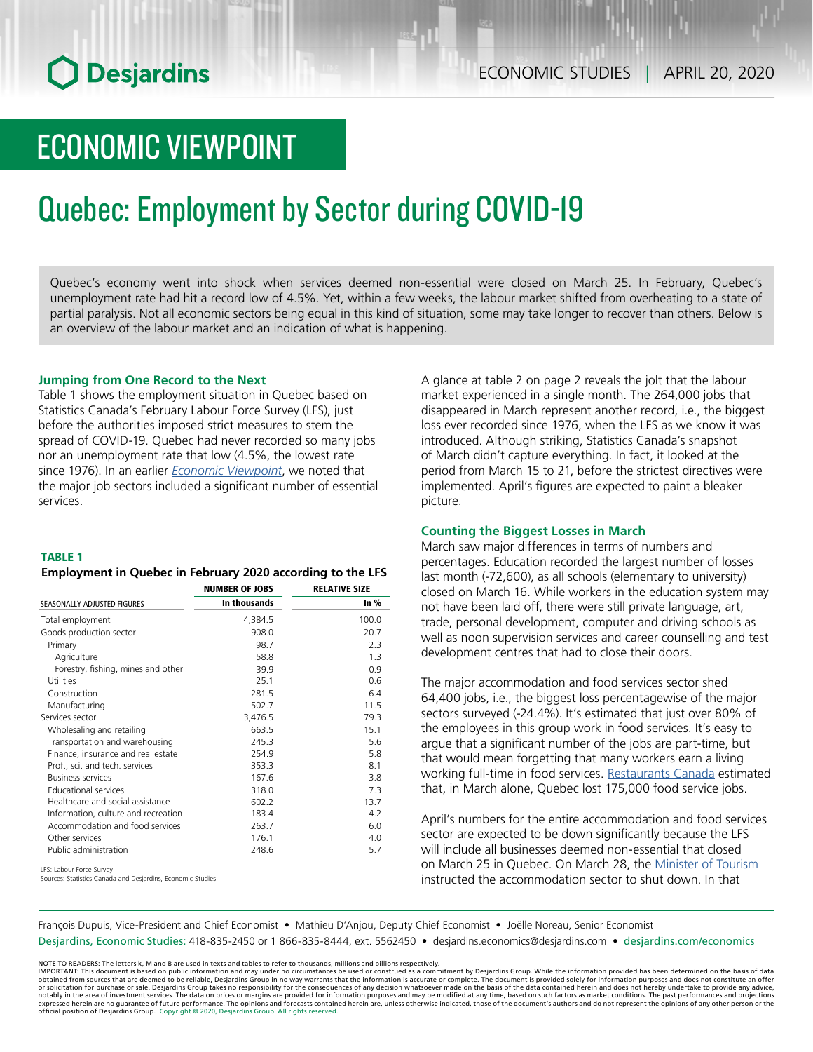# ECONOMIC VIEWPOINT

# Quebec: Employment by Sector during COVID-19

Quebec's economy went into shock when services deemed non-essential were closed on March 25. In February, Quebec's unemployment rate had hit a record low of 4.5%. Yet, within a few weeks, the labour market shifted from overheating to a state of partial paralysis. Not all economic sectors being equal in this kind of situation, some may take longer to recover than others. Below is an overview of the labour market and an indication of what is happening.

### Jumping from One Record to the Next

Table 1 shows the employment situation in Quebec based on Statistics Canada's February Labour Force Survey (LFS), just before the authorities imposed strict measures to stem the spread of COVID-19. Quebec had never recorded so many jobs nor an unemployment rate that low (4.5%, the lowest rate since 1976). In an earlier *Economic Viewpoint*, we noted that the major job sectors included a significant number of essential services.

**TABLE 1**

**Employment in Quebec in February 2020 according to the LFS**

| SEASONALLY ADJUSTED FIGURES | NUMBER OF JOBS In thousands | RELATIVE SIZE In % |
|---|---|---|
| Total employment | 4,384.5 | 100.0 |
| Goods production sector | 908.0 | 20.7 |
| Primary | 98.7 | 2.3 |
| Agriculture | 58.8 | 1.3 |
| Forestry, fishing, mines and other | 39.9 | 0.9 |
| Utilities | 25.1 | 0.6 |
| Construction | 281.5 | 6.4 |
| Manufacturing | 502.7 | 11.5 |
| Services sector | 3,476.5 | 79.3 |
| Wholesaling and retailing | 663.5 | 15.1 |
| Transportation and warehousing | 245.3 | 5.6 |
| Finance, insurance and real estate | 254.9 | 5.8 |
| Prof., sci. and tech. services | 353.3 | 8.1 |
| Business services | 167.6 | 3.8 |
| Educational services | 318.0 | 7.3 |
| Healthcare and social assistance | 602.2 | 13.7 |
| Information, culture and recreation | 183.4 | 4.2 |
| Accommodation and food services | 263.7 | 6.0 |
| Other services | 176.1 | 4.0 |
| Public administration | 248.6 | 5.7 |

LFS: Labour Force Survey
Sources: Statistics Canada and Desjardins, Economic Studies

A glance at table 2 on page 2 reveals the jolt that the labour market experienced in a single month. The 264,000 jobs that disappeared in March represent another record, i.e., the biggest loss ever recorded since 1976, when the LFS as we know it was introduced. Although striking, Statistics Canada's snapshot of March didn't capture everything. In fact, it looked at the period from March 15 to 21, before the strictest directives were implemented. April's figures are expected to paint a bleaker picture.

### Counting the Biggest Losses in March

March saw major differences in terms of numbers and percentages. Education recorded the largest number of losses last month (-72,600), as all schools (elementary to university) closed on March 16. While workers in the education system may not have been laid off, there were still private language, art, trade, personal development, computer and driving schools as well as noon supervision services and career counselling and test development centres that had to close their doors.

The major accommodation and food services sector shed 64,400 jobs, i.e., the biggest loss percentagewise of the major sectors surveyed (-24.4%). It's estimated that just over 80% of the employees in this group work in food services. It's easy to argue that a significant number of the jobs are part-time, but that would mean forgetting that many workers earn a living working full-time in food services. Restaurants Canada estimated that, in March alone, Quebec lost 175,000 food service jobs.

April's numbers for the entire accommodation and food services sector are expected to be down significantly because the LFS will include all businesses deemed non-essential that closed on March 25 in Quebec. On March 28, the Minister of Tourism instructed the accommodation sector to shut down. In that

François Dupuis, Vice-President and Chief Economist • Mathieu D'Anjou, Deputy Chief Economist • Joëlle Noreau, Senior Economist
Desjardins, Economic Studies: 418-835-2450 or 1 866-835-8444, ext. 5562450 • desjardins.economics@desjardins.com • desjardins.com/economics

NOTE TO READERS: The letters k, M and B are used in texts and tables to refer to thousands, millions and billions respectively.
IMPORTANT: This document is based on public information and may under no circumstances be used or construed as a commitment by Desjardins Group. While the information provided has been determined on the basis of data obtained from sources that are deemed to be reliable, Desjardins Group in no way warrants that the information is accurate or complete. The document is provided solely for information purposes and does not constitute an offer or solicitation for purchase or sale. Desjardins Group takes no responsibility for the consequences of any decision whatsoever made on the basis of the data contained herein and does not hereby undertake to provide any advice, notably in the area of investment services. The data on prices or margins are provided for information purposes and may be modified at any time, based on such factors as market conditions. The past performances and projections expressed herein are no guarantee of future performance. The opinions and forecasts contained herein are, unless otherwise indicated, those of the document's authors and do not represent the opinions of any other person or the official position of Desjardins Group. Copyright © 2020, Desjardins Group. All rights reserved.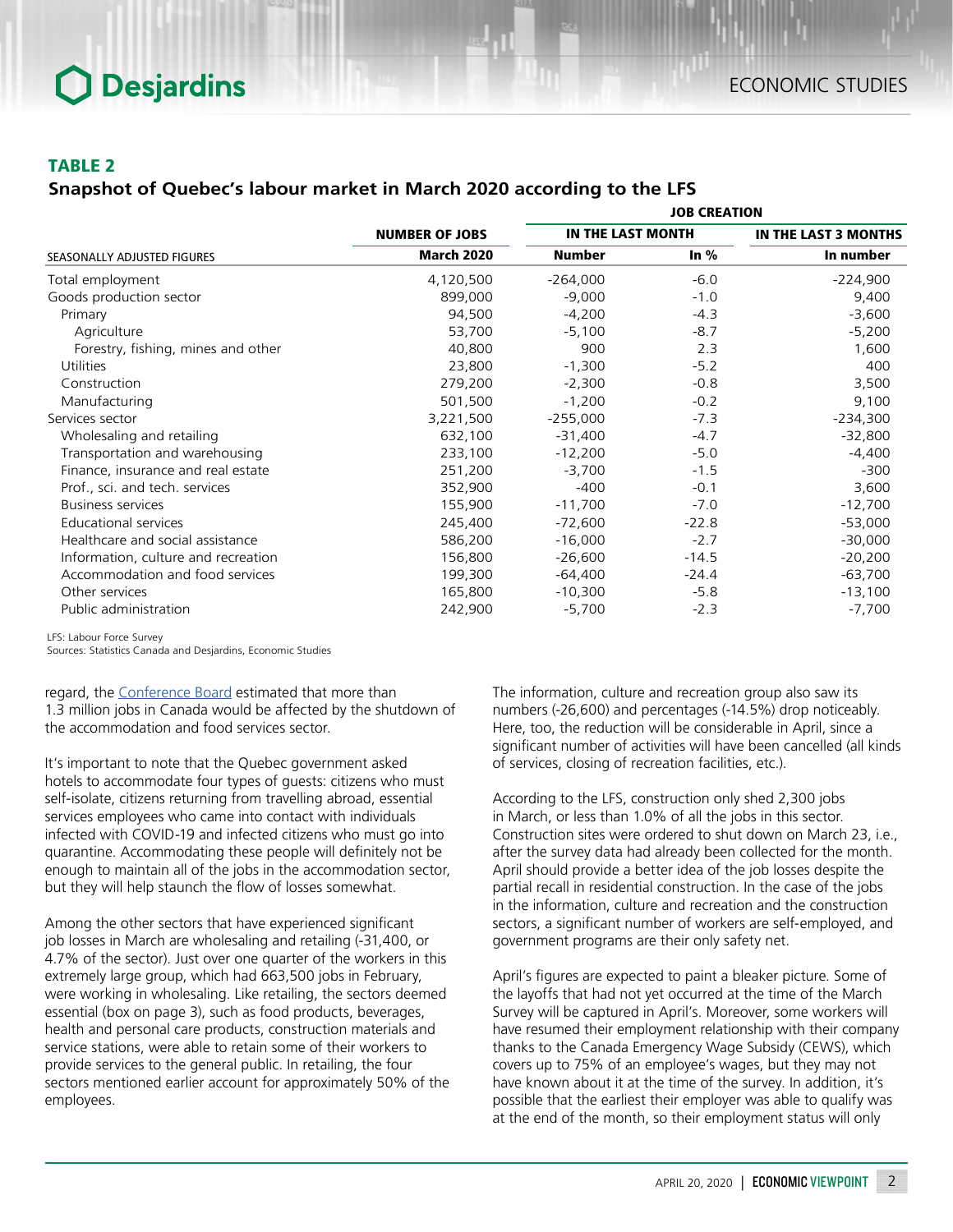### TABLE 2
**Snapshot of Quebec's labour market in March 2020 according to the LFS**

| SEASONALLY ADJUSTED FIGURES | NUMBER OF JOBS | JOB CREATION | | |
|---|---|---|---|---|
| | | IN THE LAST MONTH | | IN THE LAST 3 MONTHS |
| | March 2020 | Number | In % | In number |
| Total employment | 4,120,500 | -264,000 | -6.0 | -224,900 |
| Goods production sector | 899,000 | -9,000 | -1.0 | 9,400 |
| Primary | 94,500 | -4,200 | -4.3 | -3,600 |
| Agriculture | 53,700 | -5,100 | -8.7 | -5,200 |
| Forestry, fishing, mines and other | 40,800 | 900 | 2.3 | 1,600 |
| Utilities | 23,800 | -1,300 | -5.2 | 400 |
| Construction | 279,200 | -2,300 | -0.8 | 3,500 |
| Manufacturing | 501,500 | -1,200 | -0.2 | 9,100 |
| Services sector | 3,221,500 | -255,000 | -7.3 | -234,300 |
| Wholesaling and retailing | 632,100 | -31,400 | -4.7 | -32,800 |
| Transportation and warehousing | 233,100 | -12,200 | -5.0 | -4,400 |
| Finance, insurance and real estate | 251,200 | -3,700 | -1.5 | -300 |
| Prof., sci. and tech. services | 352,900 | -400 | -0.1 | 3,600 |
| Business services | 155,900 | -11,700 | -7.0 | -12,700 |
| Educational services | 245,400 | -72,600 | -22.8 | -53,000 |
| Healthcare and social assistance | 586,200 | -16,000 | -2.7 | -30,000 |
| Information, culture and recreation | 156,800 | -26,600 | -14.5 | -20,200 |
| Accommodation and food services | 199,300 | -64,400 | -24.4 | -63,700 |
| Other services | 165,800 | -10,300 | -5.8 | -13,100 |
| Public administration | 242,900 | -5,700 | -2.3 | -7,700 |

LFS: Labour Force Survey
Sources: Statistics Canada and Desjardins, Economic Studies

regard, the Conference Board estimated that more than 1.3 million jobs in Canada would be affected by the shutdown of the accommodation and food services sector.

It's important to note that the Quebec government asked hotels to accommodate four types of guests: citizens who must self-isolate, citizens returning from travelling abroad, essential services employees who came into contact with individuals infected with COVID-19 and infected citizens who must go into quarantine. Accommodating these people will definitely not be enough to maintain all of the jobs in the accommodation sector, but they will help staunch the flow of losses somewhat.

Among the other sectors that have experienced significant job losses in March are wholesaling and retailing (-31,400, or 4.7% of the sector). Just over one quarter of the workers in this extremely large group, which had 663,500 jobs in February, were working in wholesaling. Like retailing, the sectors deemed essential (box on page 3), such as food products, beverages, health and personal care products, construction materials and service stations, were able to retain some of their workers to provide services to the general public. In retailing, the four sectors mentioned earlier account for approximately 50% of the employees.

The information, culture and recreation group also saw its numbers (-26,600) and percentages (-14.5%) drop noticeably. Here, too, the reduction will be considerable in April, since a significant number of activities will have been cancelled (all kinds of services, closing of recreation facilities, etc.).

According to the LFS, construction only shed 2,300 jobs in March, or less than 1.0% of all the jobs in this sector. Construction sites were ordered to shut down on March 23, i.e., after the survey data had already been collected for the month. April should provide a better idea of the job losses despite the partial recall in residential construction. In the case of the jobs in the information, culture and recreation and the construction sectors, a significant number of workers are self-employed, and government programs are their only safety net.

April's figures are expected to paint a bleaker picture. Some of the layoffs that had not yet occurred at the time of the March Survey will be captured in April's. Moreover, some workers will have resumed their employment relationship with their company thanks to the Canada Emergency Wage Subsidy (CEWS), which covers up to 75% of an employee's wages, but they may not have known about it at the time of the survey. In addition, it's possible that the earliest their employer was able to qualify was at the end of the month, so their employment status will only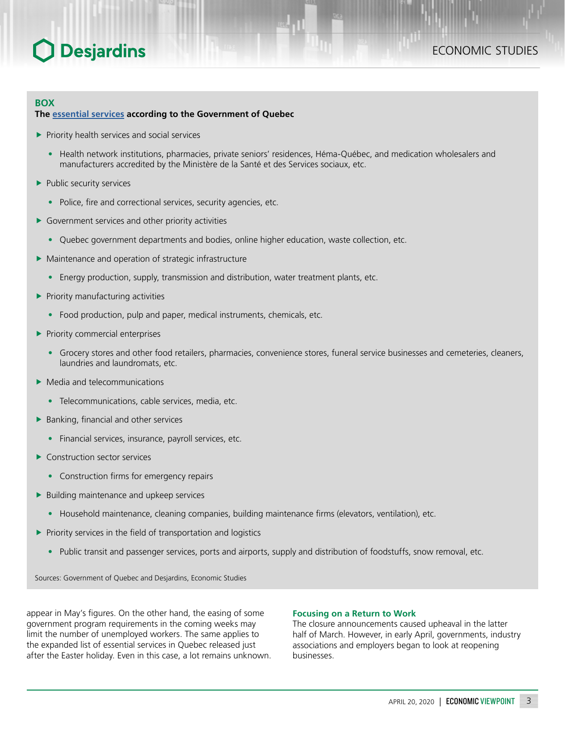### BOX

**The essential services according to the Government of Quebec**

- Priority health services and social services
  - Health network institutions, pharmacies, private seniors' residences, Héma-Québec, and medication wholesalers and manufacturers accredited by the Ministère de la Santé et des Services sociaux, etc.
- Public security services
  - Police, fire and correctional services, security agencies, etc.
- Government services and other priority activities
  - Quebec government departments and bodies, online higher education, waste collection, etc.
- Maintenance and operation of strategic infrastructure
  - Energy production, supply, transmission and distribution, water treatment plants, etc.
- Priority manufacturing activities
  - Food production, pulp and paper, medical instruments, chemicals, etc.
- Priority commercial enterprises
  - Grocery stores and other food retailers, pharmacies, convenience stores, funeral service businesses and cemeteries, cleaners, laundries and laundromats, etc.
- Media and telecommunications
  - Telecommunications, cable services, media, etc.
- Banking, financial and other services
  - Financial services, insurance, payroll services, etc.
- Construction sector services
  - Construction firms for emergency repairs
- Building maintenance and upkeep services
  - Household maintenance, cleaning companies, building maintenance firms (elevators, ventilation), etc.
- Priority services in the field of transportation and logistics
  - Public transit and passenger services, ports and airports, supply and distribution of foodstuffs, snow removal, etc.

Sources: Government of Quebec and Desjardins, Economic Studies

appear in May's figures. On the other hand, the easing of some government program requirements in the coming weeks may limit the number of unemployed workers. The same applies to the expanded list of essential services in Quebec released just after the Easter holiday. Even in this case, a lot remains unknown.

### Focusing on a Return to Work

The closure announcements caused upheaval in the latter half of March. However, in early April, governments, industry associations and employers began to look at reopening businesses.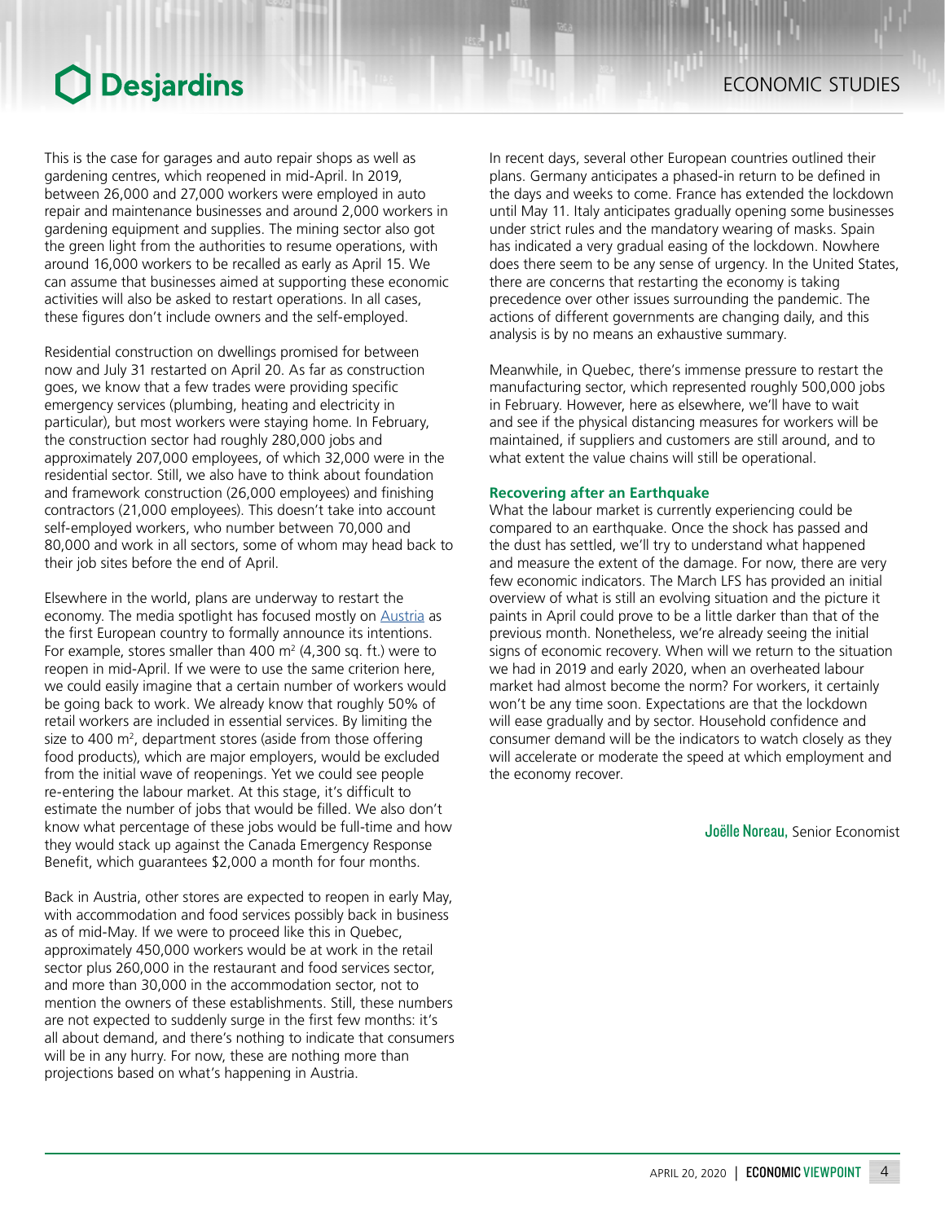This is the case for garages and auto repair shops as well as gardening centres, which reopened in mid-April. In 2019, between 26,000 and 27,000 workers were employed in auto repair and maintenance businesses and around 2,000 workers in gardening equipment and supplies. The mining sector also got the green light from the authorities to resume operations, with around 16,000 workers to be recalled as early as April 15. We can assume that businesses aimed at supporting these economic activities will also be asked to restart operations. In all cases, these figures don't include owners and the self-employed.

Residential construction on dwellings promised for between now and July 31 restarted on April 20. As far as construction goes, we know that a few trades were providing specific emergency services (plumbing, heating and electricity in particular), but most workers were staying home. In February, the construction sector had roughly 280,000 jobs and approximately 207,000 employees, of which 32,000 were in the residential sector. Still, we also have to think about foundation and framework construction (26,000 employees) and finishing contractors (21,000 employees). This doesn't take into account self-employed workers, who number between 70,000 and 80,000 and work in all sectors, some of whom may head back to their job sites before the end of April.

Elsewhere in the world, plans are underway to restart the economy. The media spotlight has focused mostly on Austria as the first European country to formally announce its intentions. For example, stores smaller than 400 $m^2$ (4,300 sq. ft.) were to reopen in mid-April. If we were to use the same criterion here, we could easily imagine that a certain number of workers would be going back to work. We already know that roughly 50% of retail workers are included in essential services. By limiting the size to 400 $m^2$, department stores (aside from those offering food products), which are major employers, would be excluded from the initial wave of reopenings. Yet we could see people re-entering the labour market. At this stage, it's difficult to estimate the number of jobs that would be filled. We also don't know what percentage of these jobs would be full-time and how they would stack up against the Canada Emergency Response Benefit, which guarantees $2,000 a month for four months.

Back in Austria, other stores are expected to reopen in early May, with accommodation and food services possibly back in business as of mid-May. If we were to proceed like this in Quebec, approximately 450,000 workers would be at work in the retail sector plus 260,000 in the restaurant and food services sector, and more than 30,000 in the accommodation sector, not to mention the owners of these establishments. Still, these numbers are not expected to suddenly surge in the first few months: it's all about demand, and there's nothing to indicate that consumers will be in any hurry. For now, these are nothing more than projections based on what's happening in Austria.

In recent days, several other European countries outlined their plans. Germany anticipates a phased-in return to be defined in the days and weeks to come. France has extended the lockdown until May 11. Italy anticipates gradually opening some businesses under strict rules and the mandatory wearing of masks. Spain has indicated a very gradual easing of the lockdown. Nowhere does there seem to be any sense of urgency. In the United States, there are concerns that restarting the economy is taking precedence over other issues surrounding the pandemic. The actions of different governments are changing daily, and this analysis is by no means an exhaustive summary.

Meanwhile, in Quebec, there's immense pressure to restart the manufacturing sector, which represented roughly 500,000 jobs in February. However, here as elsewhere, we'll have to wait and see if the physical distancing measures for workers will be maintained, if suppliers and customers are still around, and to what extent the value chains will still be operational.

### Recovering after an Earthquake

What the labour market is currently experiencing could be compared to an earthquake. Once the shock has passed and the dust has settled, we'll try to understand what happened and measure the extent of the damage. For now, there are very few economic indicators. The March LFS has provided an initial overview of what is still an evolving situation and the picture it paints in April could prove to be a little darker than that of the previous month. Nonetheless, we're already seeing the initial signs of economic recovery. When will we return to the situation we had in 2019 and early 2020, when an overheated labour market had almost become the norm? For workers, it certainly won't be any time soon. Expectations are that the lockdown will ease gradually and by sector. Household confidence and consumer demand will be the indicators to watch closely as they will accelerate or moderate the speed at which employment and the economy recover.

**Joëlle Noreau,** Senior Economist